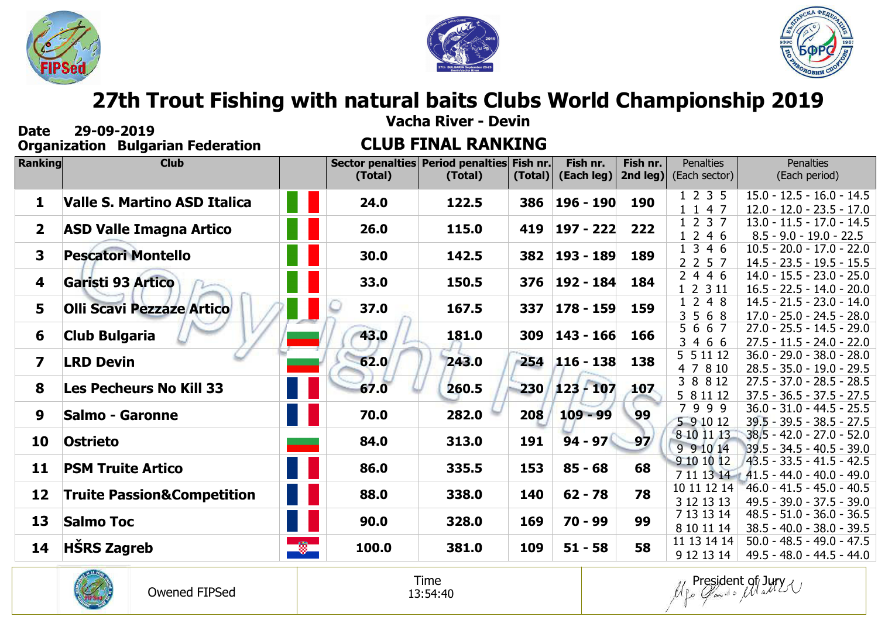# 27th Trout Fishing with natural baits Clubs World Championship 2019

## Vacha River - Devin

**Date** 29-09-2019

**Organization** Bulgarian Federation

## CLUB FINAL RANKING

| Ranking | Club | | Sector penalties (Total) | Period penalties (Total) | Fish nr. (Total) | Fish nr. (Each leg) | Fish nr. 2nd leg) | Penalties (Each sector) | Penalties (Each period) |
|---|---|---|---|---|---|---|---|---|---|
| 1 | Valle S. Martino ASD Italica | | 24.0 | 122.5 | 386 | 196 - 190 | 190 | 1 2 3 5<br>1 1 4 7 | 15.0 - 12.5 - 16.0 - 14.5<br>12.0 - 12.0 - 23.5 - 17.0 |
| 2 | ASD Valle Imagna Artico | | 26.0 | 115.0 | 419 | 197 - 222 | 222 | 1 2 3 7<br>1 2 4 6 | 13.0 - 11.5 - 17.0 - 14.5<br>8.5 - 9.0 - 19.0 - 22.5 |
| 3 | Pescatori Montello | | 30.0 | 142.5 | 382 | 193 - 189 | 189 | 1 3 4 6<br>2 2 5 7 | 10.5 - 20.0 - 17.0 - 22.0<br>14.5 - 23.5 - 19.5 - 15.5 |
| 4 | Garisti 93 Artico | | 33.0 | 150.5 | 376 | 192 - 184 | 184 | 2 4 4 6<br>1 2 3 11 | 14.0 - 15.5 - 23.0 - 25.0<br>16.5 - 22.5 - 14.0 - 20.0 |
| 5 | Olli Scavi Pezzaze Artico | | 37.0 | 167.5 | 337 | 178 - 159 | 159 | 1 2 4 8<br>3 5 6 8 | 14.5 - 21.5 - 23.0 - 14.0<br>17.0 - 25.0 - 24.5 - 28.0 |
| 6 | Club Bulgaria | | 43.0 | 181.0 | 309 | 143 - 166 | 166 | 5 6 6 7<br>3 4 6 6 | 27.0 - 25.5 - 14.5 - 29.0<br>27.5 - 11.5 - 24.0 - 22.0 |
| 7 | LRD Devin | | 62.0 | 243.0 | 254 | 116 - 138 | 138 | 5 5 11 12<br>4 7 8 10 | 36.0 - 29.0 - 38.0 - 28.0<br>28.5 - 35.0 - 19.0 - 29.5 |
| 8 | Les Pecheurs No Kill 33 | | 67.0 | 260.5 | 230 | 123 - 107 | 107 | 3 8 8 12<br>5 8 11 12 | 27.5 - 37.0 - 28.5 - 28.5<br>37.5 - 36.5 - 37.5 - 27.5 |
| 9 | Salmo - Garonne | | 70.0 | 282.0 | 208 | 109 - 99 | 99 | 7 9 9 9<br>5 9 10 12 | 36.0 - 31.0 - 44.5 - 25.5<br>39.5 - 39.5 - 38.5 - 27.5 |
| 10 | Ostrieto | | 84.0 | 313.0 | 191 | 94 - 97 | 97 | 8 10 11 13<br>9 9 10 14 | 38.5 - 42.0 - 27.0 - 52.0<br>39.5 - 34.5 - 40.5 - 39.0 |
| 11 | PSM Truite Artico | | 86.0 | 335.5 | 153 | 85 - 68 | 68 | 9 10 10 12<br>7 11 13 14 | 43.5 - 33.5 - 41.5 - 42.5<br>41.5 - 44.0 - 40.0 - 49.0 |
| 12 | Truite Passion&Competition | | 88.0 | 338.0 | 140 | 62 - 78 | 78 | 10 11 12 14<br>3 12 13 13 | 46.0 - 41.5 - 45.0 - 40.5<br>49.5 - 39.0 - 37.5 - 39.0 |
| 13 | Salmo Toc | | 90.0 | 328.0 | 169 | 70 - 99 | 99 | 7 13 13 14<br>8 10 11 14 | 48.5 - 51.0 - 36.0 - 36.5<br>38.5 - 40.0 - 38.0 - 39.5 |
| 14 | HŠRS Zagreb | | 100.0 | 381.0 | 109 | 51 - 58 | 58 | 11 13 14 14<br>9 12 13 14 | 50.0 - 48.5 - 49.0 - 47.5<br>49.5 - 48.0 - 44.5 - 44.0 |

Owened FIPSed

Time
13:54:40

President of Jury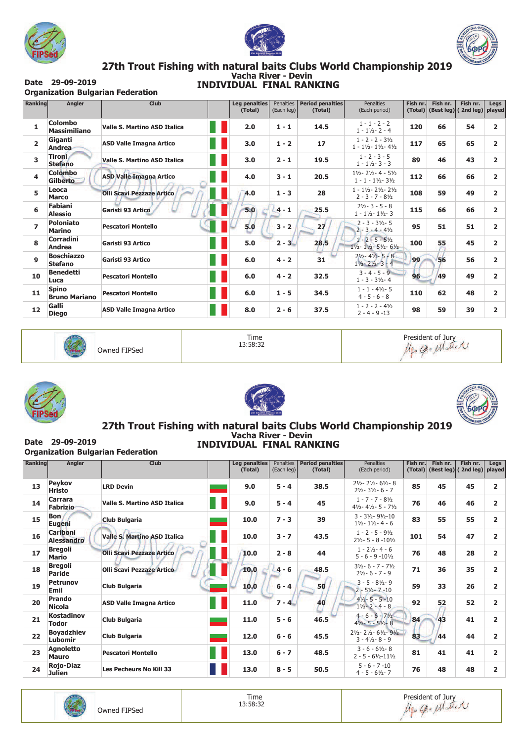# 27th Trout Fishing with natural baits Clubs World Championship 2019

**Vacha River - Devin**

**Date** 29-09-2019

**Organization** Bulgarian Federation

## INDIVIDUAL FINAL RANKING

| Ranking | Angler | Club | | Leg penalties (Total) | Penalties (Each leg) | Period penalties (Total) | Penalties (Each period) | Fish nr. (Total) | Fish nr. (Best leg) | Fish nr. (2nd leg) | Legs played |
|---|---|---|---|---|---|---|---|---|---|---|---|
| 1 | Colombo Massimiliano | Valle S. Martino ASD Italica | | 2.0 | 1 - 1 | 14.5 | 1 - 1 - 2 - 2<br>1 - 1½ - 2 - 4 | 120 | 66 | 54 | 2 |
| 2 | Giganti Andrea | ASD Valle Imagna Artico | | 3.0 | 1 - 2 | 17 | 1 - 2 - 2 - 3½<br>1 - 1½ - 1½ - 4½ | 117 | 65 | 65 | 2 |
| 3 | Tironi Stefano | Valle S. Martino ASD Italica | | 3.0 | 2 - 1 | 19.5 | 1 - 2 - 3 - 5<br>1 - 1½ - 3 - 3 | 89 | 46 | 43 | 2 |
| 4 | Colombo Gilberto | ASD Valle Imagna Artico | | 4.0 | 3 - 1 | 20.5 | 1½ - 2½ - 4 - 5½<br>1 - 1 - 1½ - 3½ | 112 | 66 | 66 | 2 |
| 5 | Leoca Marco | Olli Scavi Pezzaze Artico | | 4.0 | 1 - 3 | 28 | 1 - 1½ - 2½ - 2½<br>2 - 3 - 7 - 8½ | 108 | 59 | 49 | 2 |
| 6 | Fabiani Alessio | Garisti 93 Artico | | 5.0 | 4 - 1 | 25.5 | 2½ - 3 - 5 - 8<br>1 - 1½ - 1½ - 3 | 115 | 66 | 66 | 2 |
| 7 | Poloniato Marino | Pescatori Montello | | 5.0 | 3 - 2 | 27 | 2 - 3 - 3½ - 5<br>2 - 3 - 4 - 4½ | 95 | 51 | 51 | 2 |
| 8 | Corradini Andrea | Garisti 93 Artico | | 5.0 | 2 - 3 | 28.5 | 1 - 2 - 5 - 5½<br>1½ - 1½ - 5½ - 6½ | 100 | 55 | 45 | 2 |
| 9 | Boschiazzo Stefano | Garisti 93 Artico | | 6.0 | 4 - 2 | 31 | 2½ - 4½ - 5 - 8<br>1½ - 2½ - 3 - 4 | 99 | 56 | 56 | 2 |
| 10 | Benedetti Luca | Pescatori Montello | | 6.0 | 4 - 2 | 32.5 | 3 - 4 - 5 - 9<br>1 - 3 - 3½ - 4 | 96 | 49 | 49 | 2 |
| 11 | Spino Bruno Mariano | Pescatori Montello | | 6.0 | 1 - 5 | 34.5 | 1 - 1 - 4½ - 5<br>4 - 5 - 6 - 8 | 110 | 62 | 48 | 2 |
| 12 | Galli Diego | ASD Valle Imagna Artico | | 8.0 | 2 - 6 | 37.5 | 1 - 2 - 2 - 4½<br>2 - 4 - 9 - 13 | 98 | 59 | 39 | 2 |

Owned FIPSed | Time 13:58:32 | President of Jury

# 27th Trout Fishing with natural baits Clubs World Championship 2019

**Vacha River - Devin**

**Date** 29-09-2019

**Organization** Bulgarian Federation

## INDIVIDUAL FINAL RANKING

| Ranking | Angler | Club | | Leg penalties (Total) | Penalties (Each leg) | Period penalties (Total) | Penalties (Each period) | Fish nr. (Total) | Fish nr. (Best leg) | Fish nr. (2nd leg) | Legs played |
|---|---|---|---|---|---|---|---|---|---|---|---|
| 13 | Peykov Hristo | LRD Devin | | 9.0 | 5 - 4 | 38.5 | 2½ - 2½ - 6½ - 8<br>2½ - 3½ - 6 - 7 | 85 | 45 | 45 | 2 |
| 14 | Carrara Fabrizio | Valle S. Martino ASD Italica | | 9.0 | 5 - 4 | 45 | 1 - 7 - 7 - 8½<br>4½ - 4½ - 5 - 7½ | 76 | 46 | 46 | 2 |
| 15 | Bon Eugeni | Club Bulgaria | | 10.0 | 7 - 3 | 39 | 3 - 3½ - 9½ - 10<br>1½ - 1½ - 4 - 6 | 83 | 55 | 55 | 2 |
| 16 | Cariboni Alessandro | Valle S. Martino ASD Italica | | 10.0 | 3 - 7 | 43.5 | 1 - 2 - 5 - 9½<br>2½ - 5 - 8 - 10½ | 101 | 54 | 47 | 2 |
| 17 | Bregoli Mario | Olli Scavi Pezzaze Artico | | 10.0 | 2 - 8 | 44 | 1 - 2½ - 4 - 6<br>5 - 6 - 9 - 10½ | 76 | 48 | 28 | 2 |
| 18 | Bregoli Paride | Olli Scavi Pezzaze Artico | | 10.0 | 4 - 6 | 48.5 | 3½ - 6 - 7 - 7½<br>2½ - 6 - 7 - 9 | 71 | 36 | 35 | 2 |
| 19 | Petrunov Emil | Club Bulgaria | | 10.0 | 6 - 4 | 50 | 3 - 5 - 8½ - 9<br>2 - 5½ - 7 - 10 | 59 | 33 | 26 | 2 |
| 20 | Prando Nicola | ASD Valle Imagna Artico | | 11.0 | 7 - 4 | 40 | 4½ - 5 - 5 - 10<br>1½ - 2 - 4 - 8 | 92 | 52 | 52 | 2 |
| 21 | Kostadinov Todor | Club Bulgaria | | 11.0 | 5 - 6 | 46.5 | 4 - 6 - 6 - 7½<br>4½ - 5 - 5½ - 8 | 84 | 43 | 41 | 2 |
| 22 | Boyadzhiev Lubomir | Club Bulgaria | | 12.0 | 6 - 6 | 45.5 | 2½ - 2½ - 6½ - 9½<br>3 - 4½ - 8 - 9 | 83 | 44 | 44 | 2 |
| 23 | Agnoletto Mauro | Pescatori Montello | | 13.0 | 6 - 7 | 48.5 | 3 - 6 - 6½ - 8<br>2 - 5 - 6½ - 11½ | 81 | 41 | 41 | 2 |
| 24 | Rojo-Diaz Julien | Les Pecheurs No Kill 33 | | 13.0 | 8 - 5 | 50.5 | 5 - 6 - 7 - 10<br>4 - 5 - 6½ - 7 | 76 | 48 | 48 | 2 |

Owned FIPSed | Time 13:58:32 | President of Jury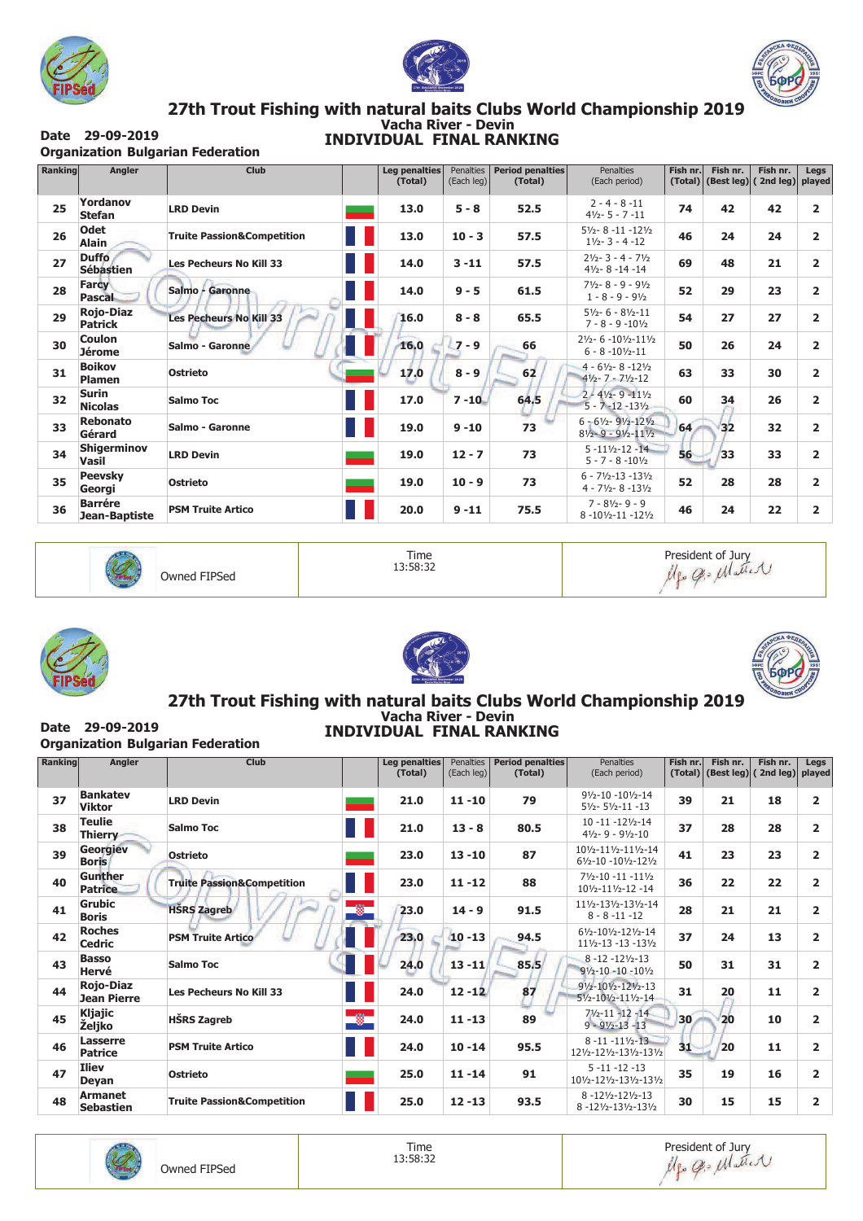# 27th Trout Fishing with natural baits Clubs World Championship 2019

## Vacha River - Devin

**Date** 29-09-2019

**Organization** Bulgarian Federation

## INDIVIDUAL FINAL RANKING

| Ranking | Angler | Club | | Leg penalties (Total) | Penalties (Each leg) | Period penalties (Total) | Penalties (Each period) | Fish nr. (Total) | Fish nr. (Best leg) | Fish nr. ( 2nd leg) | Legs played |
|---|---|---|---|---|---|---|---|---|---|---|---|
| 25 | Yordanov Stefan | LRD Devin | | 13.0 | 5 - 8 | 52.5 | 2 - 4 - 8 -11 4½- 5 - 7 -11 | 74 | 42 | 42 | 2 |
| 26 | Odet Alain | Truite Passion&Competition | | 13.0 | 10 - 3 | 57.5 | 5½- 8 -11 -12½ 1½- 3 - 4 -12 | 46 | 24 | 24 | 2 |
| 27 | Duffo Sébastien | Les Pecheurs No Kill 33 | | 14.0 | 3 -11 | 57.5 | 2½- 3 - 4 - 7½ 4½- 8 -14 -14 | 69 | 48 | 21 | 2 |
| 28 | Farcy Pascal | Salmo - Garonne | | 14.0 | 9 - 5 | 61.5 | 7½- 8 - 9 - 9½ 1 - 8 - 9 - 9½ | 52 | 29 | 23 | 2 |
| 29 | Rojo-Diaz Patrick | Les Pecheurs No Kill 33 | | 16.0 | 8 - 8 | 65.5 | 5½- 6 - 8½-11 7 - 8 - 9 -10½ | 54 | 27 | 27 | 2 |
| 30 | Coulon Jérome | Salmo - Garonne | | 16.0 | 7 - 9 | 66 | 2½- 6 -10½-11½ 6 - 8 -10½-11 | 50 | 26 | 24 | 2 |
| 31 | Boikov Plamen | Ostrieto | | 17.0 | 8 - 9 | 62 | 4 - 6½- 8 -12½ 4½- 7 - 7½-12 | 63 | 33 | 30 | 2 |
| 32 | Surin Nicolas | Salmo Toc | | 17.0 | 7 -10 | 64.5 | 2 - 4½- 9 -11½ 5 - 7 -12 -13½ | 60 | 34 | 26 | 2 |
| 33 | Rebonato Gérard | Salmo - Garonne | | 19.0 | 9 -10 | 73 | 6 - 6½- 9½-12½ 8½- 9 - 9½-11½ | 64 | 32 | 32 | 2 |
| 34 | Shigerminov Vasil | LRD Devin | | 19.0 | 12 - 7 | 73 | 5 -11½-12 -14 5 - 7 - 8 -10½ | 56 | 33 | 33 | 2 |
| 35 | Peevsky Georgi | Ostrieto | | 19.0 | 10 - 9 | 73 | 6 - 7½-13 -13½ 4 - 7½- 8 -13½ | 52 | 28 | 28 | 2 |
| 36 | Barrére Jean-Baptiste | PSM Truite Artico | | 20.0 | 9 -11 | 75.5 | 7 - 8½- 9 - 9 8 -10½-11 -12½ | 46 | 24 | 22 | 2 |

Owned FIPSed | Time 13:58:32 | President of Jury

# 27th Trout Fishing with natural baits Clubs World Championship 2019

## Vacha River - Devin

**Date** 29-09-2019

**Organization** Bulgarian Federation

## INDIVIDUAL FINAL RANKING

| Ranking | Angler | Club | | Leg penalties (Total) | Penalties (Each leg) | Period penalties (Total) | Penalties (Each period) | Fish nr. (Total) | Fish nr. (Best leg) | Fish nr. ( 2nd leg) | Legs played |
|---|---|---|---|---|---|---|---|---|---|---|---|
| 37 | Bankatev Viktor | LRD Devin | | 21.0 | 11 -10 | 79 | 9½-10 -10½-14 5½- 5½-11 -13 | 39 | 21 | 18 | 2 |
| 38 | Teulie Thierry | Salmo Toc | | 21.0 | 13 - 8 | 80.5 | 10 -11 -12½-14 4½- 9 - 9½-10 | 37 | 28 | 28 | 2 |
| 39 | Georgiev Boris | Ostrieto | | 23.0 | 13 -10 | 87 | 10½-11½-11½-14 6½-10 -10½-12½ | 41 | 23 | 23 | 2 |
| 40 | Gunther Patrice | Truite Passion&Competition | | 23.0 | 11 -12 | 88 | 7½-10 -11 -11½ 10½-11½-12 -14 | 36 | 22 | 22 | 2 |
| 41 | Grubic Boris | HŠRS Zagreb | | 23.0 | 14 - 9 | 91.5 | 11½-13½-13½-14 8 - 8 -11 -12 | 28 | 21 | 21 | 2 |
| 42 | Roches Cedric | PSM Truite Artico | | 23.0 | 10 -13 | 94.5 | 6½-10½-12½-14 11½-13 -13 -13½ | 37 | 24 | 13 | 2 |
| 43 | Basso Hervé | Salmo Toc | | 24.0 | 13 -11 | 85.5 | 8 -12 -12½-13 9½-10 -10 -10½ | 50 | 31 | 31 | 2 |
| 44 | Rojo-Diaz Jean Pierre | Les Pecheurs No Kill 33 | | 24.0 | 12 -12 | 87 | 9½-10½-12½-13 5½-10½-11½-14 | 31 | 20 | 11 | 2 |
| 45 | Kljajic Željko | HŠRS Zagreb | | 24.0 | 11 -13 | 89 | 7½-11 -12 -14 9 - 9½-13 -13 | 30 | 20 | 10 | 2 |
| 46 | Lasserre Patrice | PSM Truite Artico | | 24.0 | 10 -14 | 95.5 | 8 -11 -11½-13 12½-12½-13½-13½ | 31 | 20 | 11 | 2 |
| 47 | Iliev Deyan | Ostrieto | | 25.0 | 11 -14 | 91 | 5 -11 -12 -13 10½-12½-13½-13½ | 35 | 19 | 16 | 2 |
| 48 | Armanet Sebastien | Truite Passion&Competition | | 25.0 | 12 -13 | 93.5 | 8 -12½-12½-13 8 -12½-13½-13½ | 30 | 15 | 15 | 2 |

Owned FIPSed | Time 13:58:32 | President of Jury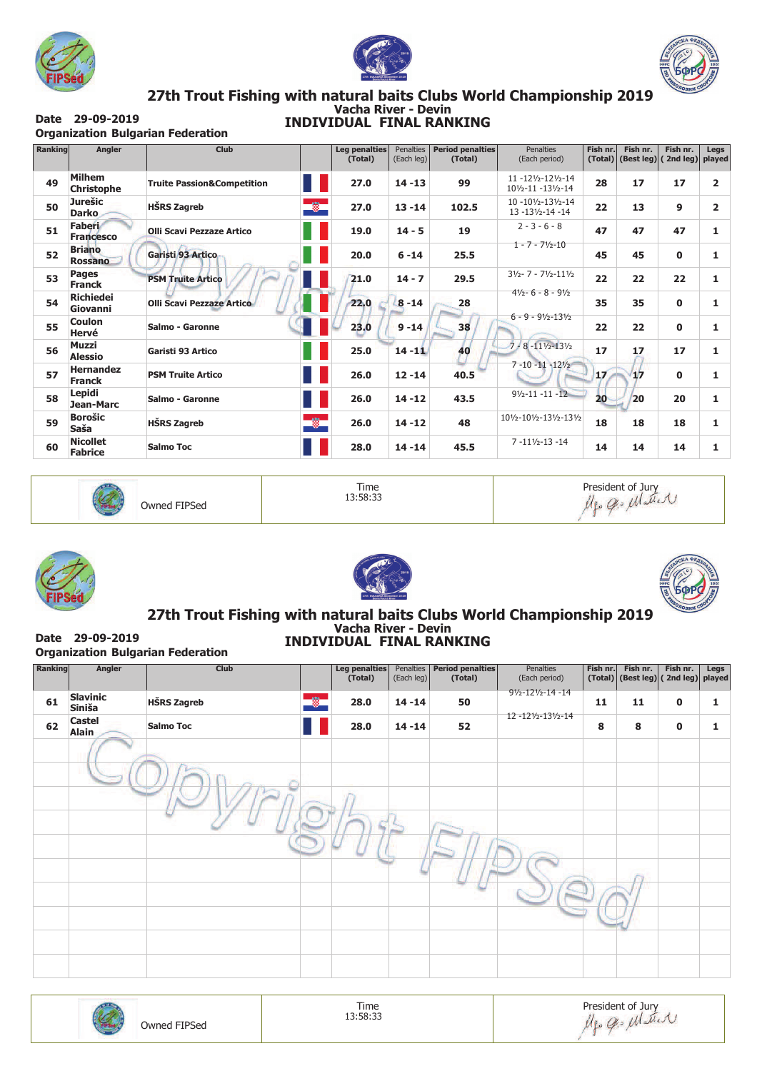# 27th Trout Fishing with natural baits Clubs World Championship 2019

Vacha River - Devin

**Date** 29-09-2019

**Organization** Bulgarian Federation

## INDIVIDUAL FINAL RANKING

| Ranking | Angler | Club | | Leg penalties (Total) | Penalties (Each leg) | Period penalties (Total) | Penalties (Each period) | Fish nr. (Total) | Fish nr. (Best leg) | Fish nr. (2nd leg) | Legs played |
|---|---|---|---|---|---|---|---|---|---|---|---|
| 49 | Milhem Christophe | Truite Passion&Competition | | 27.0 | 14 -13 | 99 | 11 -12½-12½-14 10½-11 -13½-14 | 28 | 17 | 17 | 2 |
| 50 | Jurešic Darko | HŠRS Zagreb | | 27.0 | 13 -14 | 102.5 | 10 -10½-13½-14 13 -13½-14 -14 | 22 | 13 | 9 | 2 |
| 51 | Faberi Francesco | Olli Scavi Pezzaze Artico | | 19.0 | 14 - 5 | 19 | 2 - 3 - 6 - 8 | 47 | 47 | 47 | 1 |
| 52 | Briano Rossano | Garisti 93 Artico | | 20.0 | 6 -14 | 25.5 | 1 - 7 - 7½-10 | 45 | 45 | 0 | 1 |
| 53 | Pages Franck | PSM Truite Artico | | 21.0 | 14 - 7 | 29.5 | 3½- 7 - 7½-11½ | 22 | 22 | 22 | 1 |
| 54 | Richiedei Giovanni | Olli Scavi Pezzaze Artico | | 22.0 | 8 -14 | 28 | 4½- 6 - 8 - 9½ | 35 | 35 | 0 | 1 |
| 55 | Coulon Hervé | Salmo - Garonne | | 23.0 | 9 -14 | 38 | 6 - 9 - 9½-13½ | 22 | 22 | 0 | 1 |
| 56 | Muzzi Alessio | Garisti 93 Artico | | 25.0 | 14 -11 | 40 | 7 - 8 -11½-13½ | 17 | 17 | 17 | 1 |
| 57 | Hernandez Franck | PSM Truite Artico | | 26.0 | 12 -14 | 40.5 | 7 -10 -11 -12½ | 17 | 17 | 0 | 1 |
| 58 | Lepidi Jean-Marc | Salmo - Garonne | | 26.0 | 14 -12 | 43.5 | 9½-11 -11 -12 | 20 | 20 | 20 | 1 |
| 59 | Borošic Saša | HŠRS Zagreb | | 26.0 | 14 -12 | 48 | 10½-10½-13½-13½ | 18 | 18 | 18 | 1 |
| 60 | Nicollet Fabrice | Salmo Toc | | 28.0 | 14 -14 | 45.5 | 7 -11½-13 -14 | 14 | 14 | 14 | 1 |

Owned FIPSed | Time 13:58:33 | President of Jury

# 27th Trout Fishing with natural baits Clubs World Championship 2019

Vacha River - Devin

**Date** 29-09-2019

**Organization** Bulgarian Federation

## INDIVIDUAL FINAL RANKING

| Ranking | Angler | Club | | Leg penalties (Total) | Penalties (Each leg) | Period penalties (Total) | Penalties (Each period) | Fish nr. (Total) | Fish nr. (Best leg) | Fish nr. (2nd leg) | Legs played |
|---|---|---|---|---|---|---|---|---|---|---|---|
| 61 | Slavinic Siniša | HŠRS Zagreb | | 28.0 | 14 -14 | 50 | 9½-12½-14 -14 | 11 | 11 | 0 | 1 |
| 62 | Castel Alain | Salmo Toc | | 28.0 | 14 -14 | 52 | 12 -12½-13½-14 | 8 | 8 | 0 | 1 |

Owned FIPSed | Time 13:58:33 | President of Jury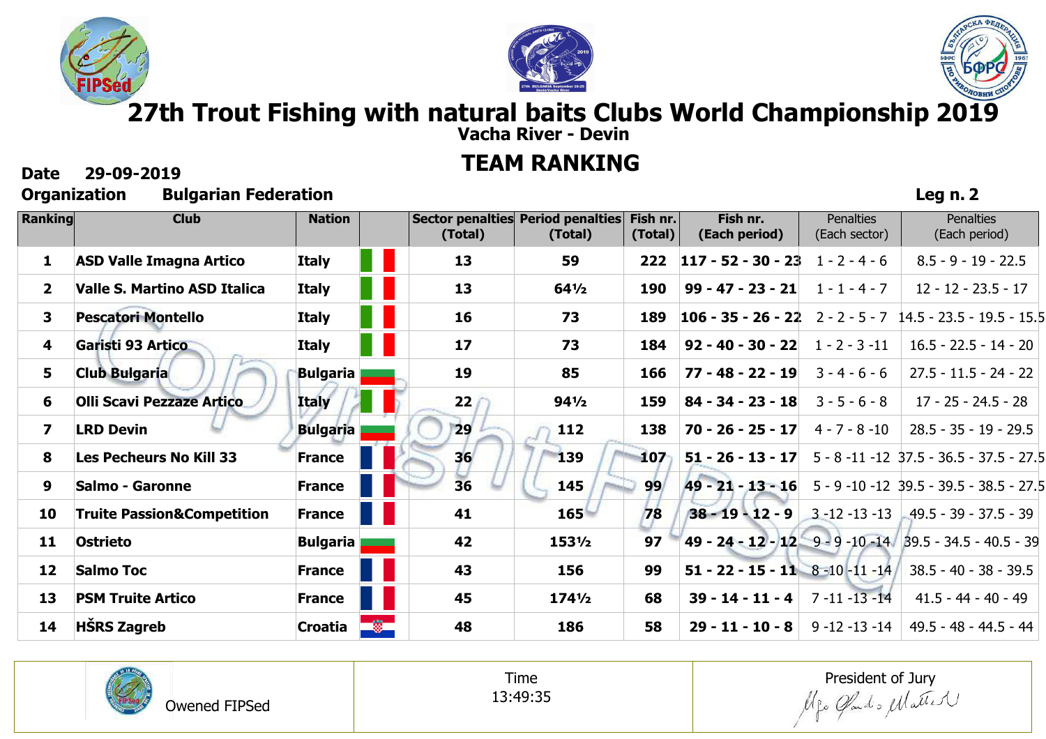# 27th Trout Fishing with natural baits Clubs World Championship 2019

## Vacha River - Devin

## TEAM RANKING

**Date** 29-09-2019

**Organization** Bulgarian Federation

**Leg n. 2**

| Ranking | Club | Nation | | Sector penalties (Total) | Period penalties (Total) | Fish nr. (Total) | Fish nr. (Each period) | Penalties (Each sector) | Penalties (Each period) |
|---|---|---|---|---|---|---|---|---|---|
| 1 | ASD Valle Imagna Artico | Italy | | 13 | 59 | 222 | 117 - 52 - 30 - 23 | 1 - 2 - 4 - 6 | 8.5 - 9 - 19 - 22.5 |
| 2 | Valle S. Martino ASD Italica | Italy | | 13 | 64½ | 190 | 99 - 47 - 23 - 21 | 1 - 1 - 4 - 7 | 12 - 12 - 23.5 - 17 |
| 3 | Pescatori Montello | Italy | | 16 | 73 | 189 | 106 - 35 - 26 - 22 | 2 - 2 - 5 - 7 | 14.5 - 23.5 - 19.5 - 15.5 |
| 4 | Garisti 93 Artico | Italy | | 17 | 73 | 184 | 92 - 40 - 30 - 22 | 1 - 2 - 3 -11 | 16.5 - 22.5 - 14 - 20 |
| 5 | Club Bulgaria | Bulgaria | | 19 | 85 | 166 | 77 - 48 - 22 - 19 | 3 - 4 - 6 - 6 | 27.5 - 11.5 - 24 - 22 |
| 6 | Olli Scavi Pezzaze Artico | Italy | | 22 | 94½ | 159 | 84 - 34 - 23 - 18 | 3 - 5 - 6 - 8 | 17 - 25 - 24.5 - 28 |
| 7 | LRD Devin | Bulgaria | | 29 | 112 | 138 | 70 - 26 - 25 - 17 | 4 - 7 - 8 -10 | 28.5 - 35 - 19 - 29.5 |
| 8 | Les Pecheurs No Kill 33 | France | | 36 | 139 | 107 | 51 - 26 - 13 - 17 | 5 - 8 -11 -12 | 37.5 - 36.5 - 37.5 - 27.5 |
| 9 | Salmo - Garonne | France | | 36 | 145 | 99 | 49 - 21 - 13 - 16 | 5 - 9 -10 -12 | 39.5 - 39.5 - 38.5 - 27.5 |
| 10 | Truite Passion&Competition | France | | 41 | 165 | 78 | 38 - 19 - 12 - 9 | 3 -12 -13 -13 | 49.5 - 39 - 37.5 - 39 |
| 11 | Ostrieto | Bulgaria | | 42 | 153½ | 97 | 49 - 24 - 12 - 12 | 9 - 9 -10 -14 | 39.5 - 34.5 - 40.5 - 39 |
| 12 | Salmo Toc | France | | 43 | 156 | 99 | 51 - 22 - 15 - 11 | 8 -10 -11 -14 | 38.5 - 40 - 38 - 39.5 |
| 13 | PSM Truite Artico | France | | 45 | 174½ | 68 | 39 - 14 - 11 - 4 | 7 -11 -13 -14 | 41.5 - 44 - 40 - 49 |
| 14 | HŠRS Zagreb | Croatia | | 48 | 186 | 58 | 29 - 11 - 10 - 8 | 9 -12 -13 -14 | 49.5 - 48 - 44.5 - 44 |

| Owened FIPSed | Time 13:49:35 | President of Jury |
|---|---|---|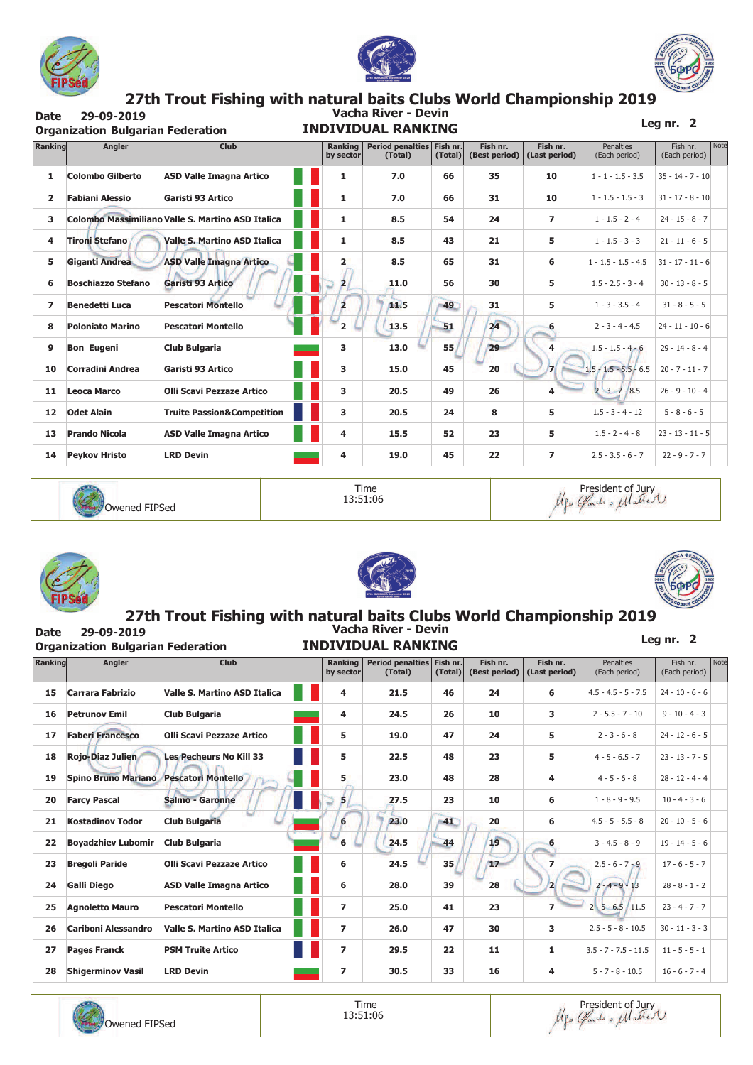# 27th Trout Fishing with natural baits Clubs World Championship 2019

**Date** 29-09-2019

**Organization Bulgarian Federation**

**Vacha River - Devin**

**INDIVIDUAL RANKING**

**Leg nr. 2**

| Ranking | Angler | Club | | Ranking by sector | Period penalties (Total) | Fish nr. (Total) | Fish nr. (Best period) | Fish nr. (Last period) | Penalties (Each period) | Fish nr. (Each period) | Note |
|---|---|---|---|---|---|---|---|---|---|---|---|
| 1 | Colombo Gilberto | ASD Valle Imagna Artico | | 1 | 7.0 | 66 | 35 | 10 | 1 - 1 - 1.5 - 3.5 | 35 - 14 - 7 - 10 | |
| 2 | Fabiani Alessio | Garisti 93 Artico | | 1 | 7.0 | 66 | 31 | 10 | 1 - 1.5 - 1.5 - 3 | 31 - 17 - 8 - 10 | |
| 3 | Colombo Massimiliano | Valle S. Martino ASD Italica | | 1 | 8.5 | 54 | 24 | 7 | 1 - 1.5 - 2 - 4 | 24 - 15 - 8 - 7 | |
| 4 | Tironi Stefano | Valle S. Martino ASD Italica | | 1 | 8.5 | 43 | 21 | 5 | 1 - 1.5 - 3 - 3 | 21 - 11 - 6 - 5 | |
| 5 | Giganti Andrea | ASD Valle Imagna Artico | | 2 | 8.5 | 65 | 31 | 6 | 1 - 1.5 - 1.5 - 4.5 | 31 - 17 - 11 - 6 | |
| 6 | Boschiazzo Stefano | Garisti 93 Artico | | 2 | 11.0 | 56 | 30 | 5 | 1.5 - 2.5 - 3 - 4 | 30 - 13 - 8 - 5 | |
| 7 | Benedetti Luca | Pescatori Montello | | 2 | 11.5 | 49 | 31 | 5 | 1 - 3 - 3.5 - 4 | 31 - 8 - 5 - 5 | |
| 8 | Poloniato Marino | Pescatori Montello | | 2 | 13.5 | 51 | 24 | 6 | 2 - 3 - 4 - 4.5 | 24 - 11 - 10 - 6 | |
| 9 | Bon Eugeni | Club Bulgaria | | 3 | 13.0 | 55 | 29 | 4 | 1.5 - 1.5 - 4 - 6 | 29 - 14 - 8 - 4 | |
| 10 | Corradini Andrea | Garisti 93 Artico | | 3 | 15.0 | 45 | 20 | 7 | 1.5 - 1.5 - 5.5 - 6.5 | 20 - 7 - 11 - 7 | |
| 11 | Leoca Marco | Olli Scavi Pezzaze Artico | | 3 | 20.5 | 49 | 26 | 4 | 2 - 3 - 7 - 8.5 | 26 - 9 - 10 - 4 | |
| 12 | Odet Alain | Truite Passion&Competition | | 3 | 20.5 | 24 | 8 | 5 | 1.5 - 3 - 4 - 12 | 5 - 8 - 6 - 5 | |
| 13 | Prando Nicola | ASD Valle Imagna Artico | | 4 | 15.5 | 52 | 23 | 5 | 1.5 - 2 - 4 - 8 | 23 - 13 - 11 - 5 | |
| 14 | Peykov Hristo | LRD Devin | | 4 | 19.0 | 45 | 22 | 7 | 2.5 - 3.5 - 6 - 7 | 22 - 9 - 7 - 7 | |

Owened FIPSed | Time 13:51:06 | President of Jury

# 27th Trout Fishing with natural baits Clubs World Championship 2019

**Date** 29-09-2019

**Organization Bulgarian Federation**

**Vacha River - Devin**

**INDIVIDUAL RANKING**

**Leg nr. 2**

| Ranking | Angler | Club | | Ranking by sector | Period penalties (Total) | Fish nr. (Total) | Fish nr. (Best period) | Fish nr. (Last period) | Penalties (Each period) | Fish nr. (Each period) | Note |
|---|---|---|---|---|---|---|---|---|---|---|---|
| 15 | Carrara Fabrizio | Valle S. Martino ASD Italica | | 4 | 21.5 | 46 | 24 | 6 | 4.5 - 4.5 - 5 - 7.5 | 24 - 10 - 6 - 6 | |
| 16 | Petrunov Emil | Club Bulgaria | | 4 | 24.5 | 26 | 10 | 3 | 2 - 5.5 - 7 - 10 | 9 - 10 - 4 - 3 | |
| 17 | Faberi Francesco | Olli Scavi Pezzaze Artico | | 5 | 19.0 | 47 | 24 | 5 | 2 - 3 - 6 - 8 | 24 - 12 - 6 - 5 | |
| 18 | Rojo-Diaz Julien | Les Pecheurs No Kill 33 | | 5 | 22.5 | 48 | 23 | 5 | 4 - 5 - 6.5 - 7 | 23 - 13 - 7 - 5 | |
| 19 | Spino Bruno Mariano | Pescatori Montello | | 5 | 23.0 | 48 | 28 | 4 | 4 - 5 - 6 - 8 | 28 - 12 - 4 - 4 | |
| 20 | Farcy Pascal | Salmo - Garonne | | 5 | 27.5 | 23 | 10 | 6 | 1 - 8 - 9 - 9.5 | 10 - 4 - 3 - 6 | |
| 21 | Kostadinov Todor | Club Bulgaria | | 6 | 23.0 | 41 | 20 | 6 | 4.5 - 5 - 5.5 - 8 | 20 - 10 - 5 - 6 | |
| 22 | Boyadzhiev Lubomir | Club Bulgaria | | 6 | 24.5 | 44 | 19 | 6 | 3 - 4.5 - 8 - 9 | 19 - 14 - 5 - 6 | |
| 23 | Bregoli Paride | Olli Scavi Pezzaze Artico | | 6 | 24.5 | 35 | 17 | 7 | 2.5 - 6 - 7 - 9 | 17 - 6 - 5 - 7 | |
| 24 | Galli Diego | ASD Valle Imagna Artico | | 6 | 28.0 | 39 | 28 | 2 | 2 - 4 - 9 - 13 | 28 - 8 - 1 - 2 | |
| 25 | Agnoletto Mauro | Pescatori Montello | | 7 | 25.0 | 41 | 23 | 7 | 2 - 5 - 6.5 - 11.5 | 23 - 4 - 7 - 7 | |
| 26 | Cariboni Alessandro | Valle S. Martino ASD Italica | | 7 | 26.0 | 47 | 30 | 3 | 2.5 - 5 - 8 - 10.5 | 30 - 11 - 3 - 3 | |
| 27 | Pages Franck | PSM Truite Artico | | 7 | 29.5 | 22 | 11 | 1 | 3.5 - 7 - 7.5 - 11.5 | 11 - 5 - 5 - 1 | |
| 28 | Shigerminov Vasil | LRD Devin | | 7 | 30.5 | 33 | 16 | 4 | 5 - 7 - 8 - 10.5 | 16 - 6 - 7 - 4 | |

Owened FIPSed | Time 13:51:06 | President of Jury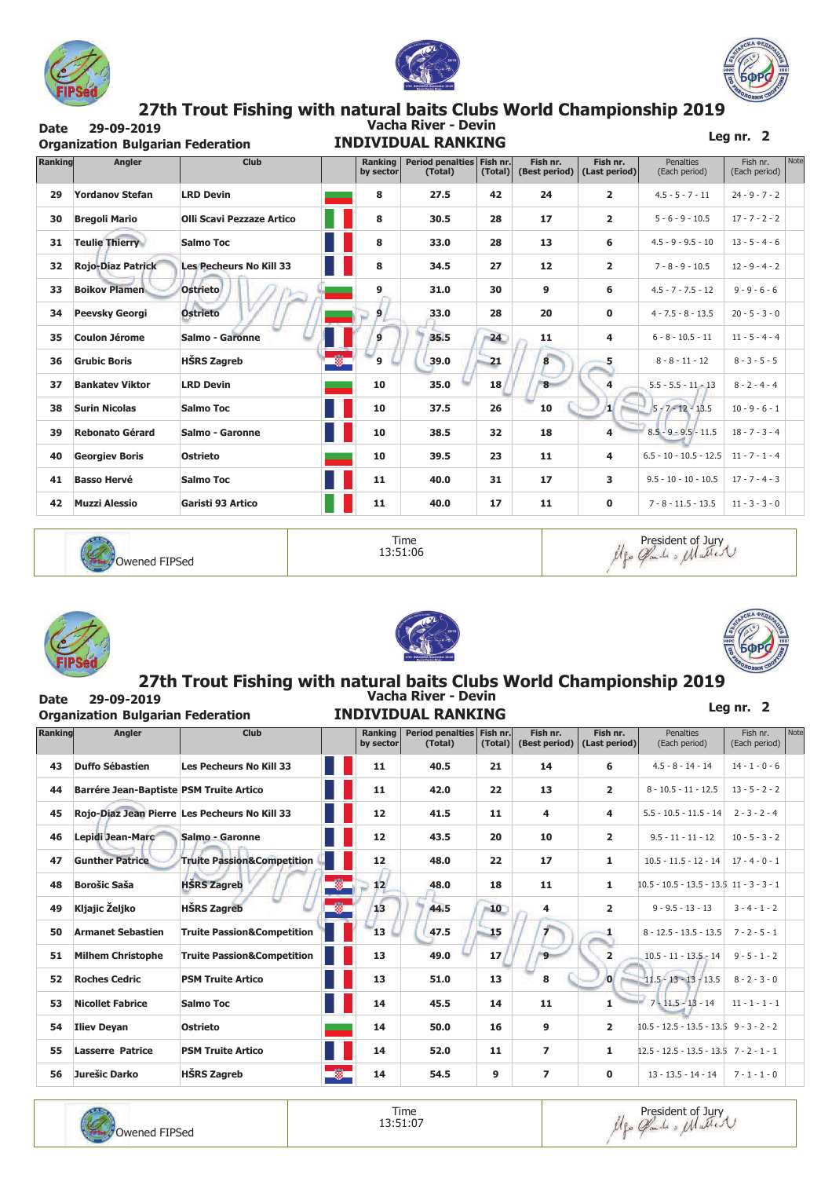# 27th Trout Fishing with natural baits Clubs World Championship 2019

**Date** 29-09-2019

**Organization Bulgarian Federation**

Vacha River - Devin

## INDIVIDUAL RANKING

**Leg nr. 2**

| Ranking | Angler | Club | | Ranking by sector | Period penalties (Total) | Fish nr. (Total) | Fish nr. (Best period) | Fish nr. (Last period) | Penalties (Each period) | Fish nr. (Each period) | Note |
|---|---|---|---|---|---|---|---|---|---|---|---|
| 29 | Yordanov Stefan | LRD Devin | | 8 | 27.5 | 42 | 24 | 2 | 4.5 - 5 - 7 - 11 | 24 - 9 - 7 - 2 | |
| 30 | Bregoli Mario | Olli Scavi Pezzaze Artico | | 8 | 30.5 | 28 | 17 | 2 | 5 - 6 - 9 - 10.5 | 17 - 7 - 2 - 2 | |
| 31 | Teulie Thierry | Salmo Toc | | 8 | 33.0 | 28 | 13 | 6 | 4.5 - 9 - 9.5 - 10 | 13 - 5 - 4 - 6 | |
| 32 | Rojo-Diaz Patrick | Les Pecheurs No Kill 33 | | 8 | 34.5 | 27 | 12 | 2 | 7 - 8 - 9 - 10.5 | 12 - 9 - 4 - 2 | |
| 33 | Boikov Plamen | Ostrieto | | 9 | 31.0 | 30 | 9 | 6 | 4.5 - 7 - 7.5 - 12 | 9 - 9 - 6 - 6 | |
| 34 | Peevsky Georgi | Ostrieto | | 9 | 33.0 | 28 | 20 | 0 | 4 - 7.5 - 8 - 13.5 | 20 - 5 - 3 - 0 | |
| 35 | Coulon Jérome | Salmo - Garonne | | 9 | 35.5 | 24 | 11 | 4 | 6 - 8 - 10.5 - 11 | 11 - 5 - 4 - 4 | |
| 36 | Grubic Boris | HŠRS Zagreb | | 9 | 39.0 | 21 | 8 | 5 | 8 - 8 - 11 - 12 | 8 - 3 - 5 - 5 | |
| 37 | Bankatev Viktor | LRD Devin | | 10 | 35.0 | 18 | 8 | 4 | 5.5 - 5.5 - 11 - 13 | 8 - 2 - 4 - 4 | |
| 38 | Surin Nicolas | Salmo Toc | | 10 | 37.5 | 26 | 10 | 1 | 5 - 7 - 12 - 13.5 | 10 - 9 - 6 - 1 | |
| 39 | Rebonato Gérard | Salmo - Garonne | | 10 | 38.5 | 32 | 18 | 4 | 8.5 - 9 - 9.5 - 11.5 | 18 - 7 - 3 - 4 | |
| 40 | Georgiev Boris | Ostrieto | | 10 | 39.5 | 23 | 11 | 4 | 6.5 - 10 - 10.5 - 12.5 | 11 - 7 - 1 - 4 | |
| 41 | Basso Hervé | Salmo Toc | | 11 | 40.0 | 31 | 17 | 3 | 9.5 - 10 - 10 - 10.5 | 17 - 7 - 4 - 3 | |
| 42 | Muzzi Alessio | Garisti 93 Artico | | 11 | 40.0 | 17 | 11 | 0 | 7 - 8 - 11.5 - 13.5 | 11 - 3 - 3 - 0 | |

Owened FIPSed | Time 13:51:06 | President of Jury

# 27th Trout Fishing with natural baits Clubs World Championship 2019

**Date** 29-09-2019

**Organization Bulgarian Federation**

Vacha River - Devin

## INDIVIDUAL RANKING

**Leg nr. 2**

| Ranking | Angler | Club | | Ranking by sector | Period penalties (Total) | Fish nr. (Total) | Fish nr. (Best period) | Fish nr. (Last period) | Penalties (Each period) | Fish nr. (Each period) | Note |
|---|---|---|---|---|---|---|---|---|---|---|---|
| 43 | Duffo Sébastien | Les Pecheurs No Kill 33 | | 11 | 40.5 | 21 | 14 | 6 | 4.5 - 8 - 14 - 14 | 14 - 1 - 0 - 6 | |
| 44 | Barrére Jean-Baptiste | PSM Truite Artico | | 11 | 42.0 | 22 | 13 | 2 | 8 - 10.5 - 11 - 12.5 | 13 - 5 - 2 - 2 | |
| 45 | Rojo-Diaz Jean Pierre | Les Pecheurs No Kill 33 | | 12 | 41.5 | 11 | 4 | 4 | 5.5 - 10.5 - 11.5 - 14 | 2 - 3 - 2 - 4 | |
| 46 | Lepidi Jean-Marc | Salmo - Garonne | | 12 | 43.5 | 20 | 10 | 2 | 9.5 - 11 - 11 - 12 | 10 - 5 - 3 - 2 | |
| 47 | Gunther Patrice | Truite Passion&Competition | | 12 | 48.0 | 22 | 17 | 1 | 10.5 - 11.5 - 12 - 14 | 17 - 4 - 0 - 1 | |
| 48 | Borošic Saša | HŠRS Zagreb | | 12 | 48.0 | 18 | 11 | 1 | 10.5 - 10.5 - 13.5 - 13.5 | 11 - 3 - 3 - 1 | |
| 49 | Kljajic Željko | HŠRS Zagreb | | 13 | 44.5 | 10 | 4 | 2 | 9 - 9.5 - 13 - 13 | 3 - 4 - 1 - 2 | |
| 50 | Armanet Sebastien | Truite Passion&Competition | | 13 | 47.5 | 15 | 7 | 1 | 8 - 12.5 - 13.5 - 13.5 | 7 - 2 - 5 - 1 | |
| 51 | Milhem Christophe | Truite Passion&Competition | | 13 | 49.0 | 17 | 9 | 2 | 10.5 - 11 - 13.5 - 14 | 9 - 5 - 1 - 2 | |
| 52 | Roches Cedric | PSM Truite Artico | | 13 | 51.0 | 13 | 8 | 0 | 11.5 - 13 - 13 - 13.5 | 8 - 2 - 3 - 0 | |
| 53 | Nicollet Fabrice | Salmo Toc | | 14 | 45.5 | 14 | 11 | 1 | 7 - 11.5 - 13 - 14 | 11 - 1 - 1 - 1 | |
| 54 | Iliev Deyan | Ostrieto | | 14 | 50.0 | 16 | 9 | 2 | 10.5 - 12.5 - 13.5 - 13.5 | 9 - 3 - 2 - 2 | |
| 55 | Lasserre Patrice | PSM Truite Artico | | 14 | 52.0 | 11 | 7 | 1 | 12.5 - 12.5 - 13.5 - 13.5 | 7 - 2 - 1 - 1 | |
| 56 | Jurešic Darko | HŠRS Zagreb | | 14 | 54.5 | 9 | 7 | 0 | 13 - 13.5 - 14 - 14 | 7 - 1 - 1 - 0 | |

Owened FIPSed | Time 13:51:07 | President of Jury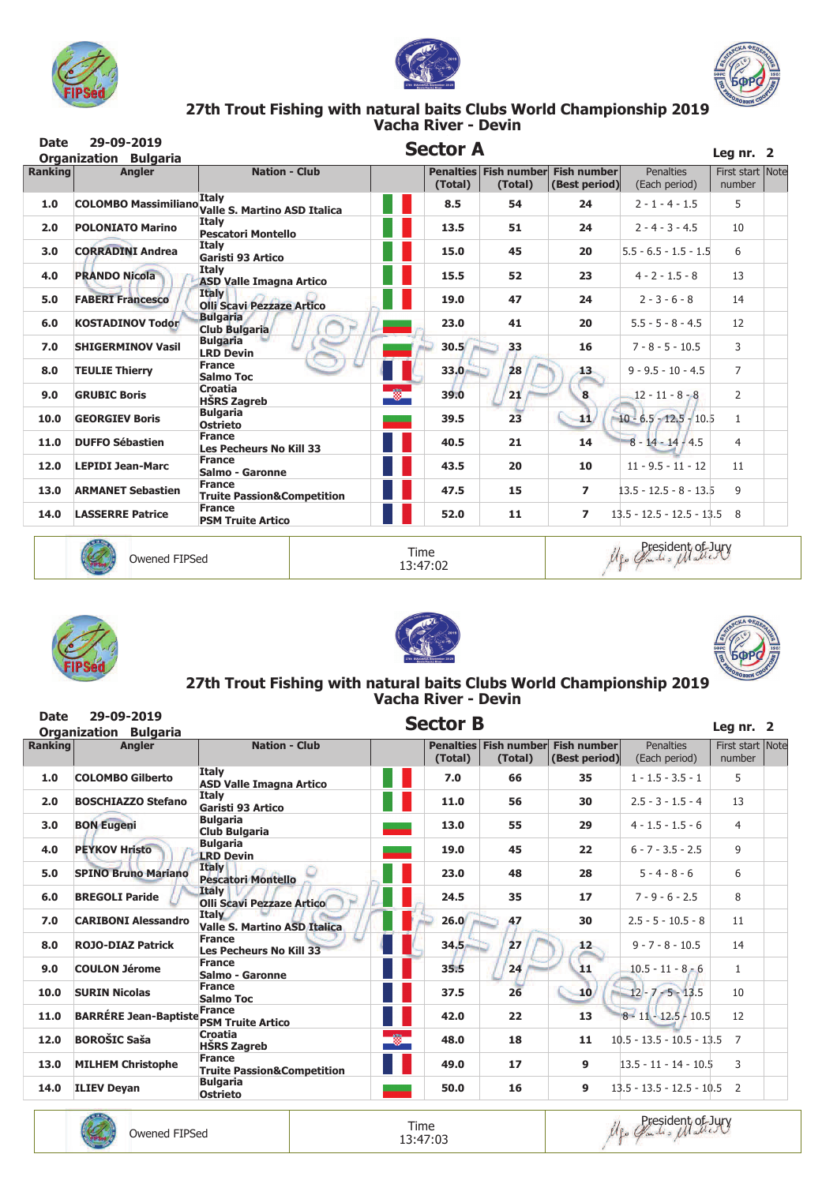# 27th Trout Fishing with natural baits Clubs World Championship 2019
## Vacha River - Devin

**Date** 29-09-2019
**Organization** Bulgaria

## Sector A

**Leg nr. 2**

| Ranking | Angler | Nation - Club | | Penalties (Total) | Fish number (Total) | Fish number (Best period) | Penalties (Each period) | First start number | Note |
|---|---|---|---|---|---|---|---|---|---|
| 1.0 | COLOMBO Massimiliano | Italy Valle S. Martino ASD Italica | | 8.5 | 54 | 24 | 2 - 1 - 4 - 1.5 | 5 | |
| 2.0 | POLONIATO Marino | Italy Pescatori Montello | | 13.5 | 51 | 24 | 2 - 4 - 3 - 4.5 | 10 | |
| 3.0 | CORRADINI Andrea | Italy Garisti 93 Artico | | 15.0 | 45 | 20 | 5.5 - 6.5 - 1.5 - 1.5 | 6 | |
| 4.0 | PRANDO Nicola | Italy ASD Valle Imagna Artico | | 15.5 | 52 | 23 | 4 - 2 - 1.5 - 8 | 13 | |
| 5.0 | FABERI Francesco | Italy Olli Scavi Pezzaze Artico | | 19.0 | 47 | 24 | 2 - 3 - 6 - 8 | 14 | |
| 6.0 | KOSTADINOV Todor | Bulgaria Club Bulgaria | | 23.0 | 41 | 20 | 5.5 - 5 - 8 - 4.5 | 12 | |
| 7.0 | SHIGERMINOV Vasil | Bulgaria LRD Devin | | 30.5 | 33 | 16 | 7 - 8 - 5 - 10.5 | 3 | |
| 8.0 | TEULIE Thierry | France Salmo Toc | | 33.0 | 28 | 13 | 9 - 9.5 - 10 - 4.5 | 7 | |
| 9.0 | GRUBIC Boris | Croatia HŠRS Zagreb | | 39.0 | 21 | 8 | 12 - 11 - 8 - 8 | 2 | |
| 10.0 | GEORGIEV Boris | Bulgaria Ostrieto | | 39.5 | 23 | 11 | 10 - 6.5 - 12.5 - 10.5 | 1 | |
| 11.0 | DUFFO Sébastien | France Les Pecheurs No Kill 33 | | 40.5 | 21 | 14 | 8 - 14 - 14 - 4.5 | 4 | |
| 12.0 | LEPIDI Jean-Marc | France Salmo - Garonne | | 43.5 | 20 | 10 | 11 - 9.5 - 11 - 12 | 11 | |
| 13.0 | ARMANET Sebastien | France Truite Passion&Competition | | 47.5 | 15 | 7 | 13.5 - 12.5 - 8 - 13.5 | 9 | |
| 14.0 | LASSERRE Patrice | France PSM Truite Artico | | 52.0 | 11 | 7 | 13.5 - 12.5 - 12.5 - 13.5 | 8 | |

| Owened FIPSed | Time 13:47:02 | President of Jury |
|---|---|---|

# 27th Trout Fishing with natural baits Clubs World Championship 2019
## Vacha River - Devin

**Date** 29-09-2019
**Organization** Bulgaria

## Sector B

**Leg nr. 2**

| Ranking | Angler | Nation - Club | | Penalties (Total) | Fish number (Total) | Fish number (Best period) | Penalties (Each period) | First start number | Note |
|---|---|---|---|---|---|---|---|---|---|
| 1.0 | COLOMBO Gilberto | Italy ASD Valle Imagna Artico | | 7.0 | 66 | 35 | 1 - 1.5 - 3.5 - 1 | 5 | |
| 2.0 | BOSCHIAZZO Stefano | Italy Garisti 93 Artico | | 11.0 | 56 | 30 | 2.5 - 3 - 1.5 - 4 | 13 | |
| 3.0 | BON Eugeni | Bulgaria Club Bulgaria | | 13.0 | 55 | 29 | 4 - 1.5 - 1.5 - 6 | 4 | |
| 4.0 | PEYKOV Hristo | Bulgaria LRD Devin | | 19.0 | 45 | 22 | 6 - 7 - 3.5 - 2.5 | 9 | |
| 5.0 | SPINO Bruno Mariano | Italy Pescatori Montello | | 23.0 | 48 | 28 | 5 - 4 - 8 - 6 | 6 | |
| 6.0 | BREGOLI Paride | Italy Olli Scavi Pezzaze Artico | | 24.5 | 35 | 17 | 7 - 9 - 6 - 2.5 | 8 | |
| 7.0 | CARIBONI Alessandro | Italy Valle S. Martino ASD Italica | | 26.0 | 47 | 30 | 2.5 - 5 - 10.5 - 8 | 11 | |
| 8.0 | ROJO-DIAZ Patrick | France Les Pecheurs No Kill 33 | | 34.5 | 27 | 12 | 9 - 7 - 8 - 10.5 | 14 | |
| 9.0 | COULON Jérome | France Salmo - Garonne | | 35.5 | 24 | 11 | 10.5 - 11 - 8 - 6 | 1 | |
| 10.0 | SURIN Nicolas | France Salmo Toc | | 37.5 | 26 | 10 | 12 - 7 - 5 - 13.5 | 10 | |
| 11.0 | BARRÉRE Jean-Baptiste | France PSM Truite Artico | | 42.0 | 22 | 13 | 8 - 11 - 12.5 - 10.5 | 12 | |
| 12.0 | BOROŠIC Saša | Croatia HŠRS Zagreb | | 48.0 | 18 | 11 | 10.5 - 13.5 - 10.5 - 13.5 | 7 | |
| 13.0 | MILHEM Christophe | France Truite Passion&Competition | | 49.0 | 17 | 9 | 13.5 - 11 - 14 - 10.5 | 3 | |
| 14.0 | ILIEV Deyan | Bulgaria Ostrieto | | 50.0 | 16 | 9 | 13.5 - 13.5 - 12.5 - 10.5 | 2 | |

| Owened FIPSed | Time 13:47:03 | President of Jury |
|---|---|---|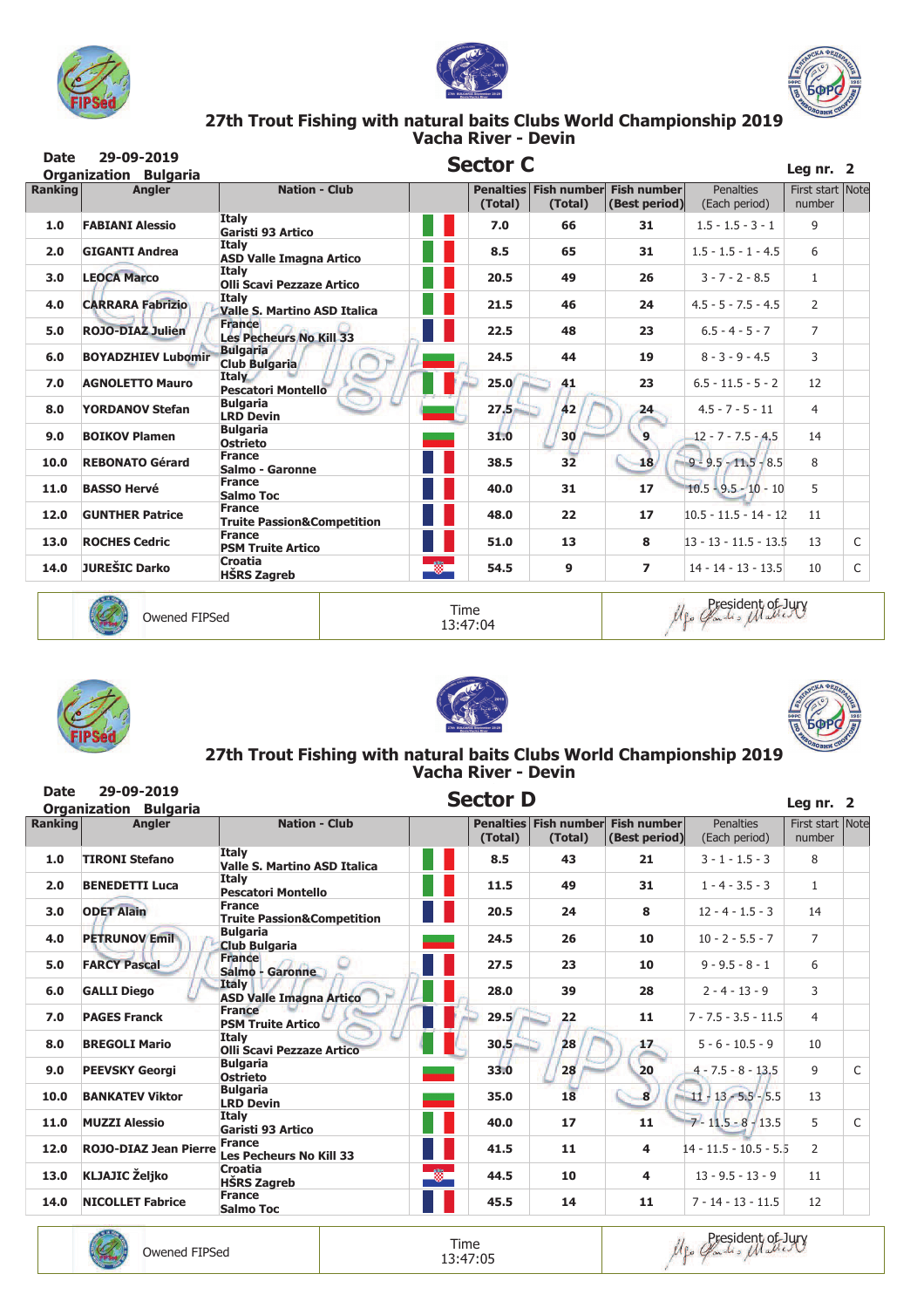# 27th Trout Fishing with natural baits Clubs World Championship 2019
## Vacha River - Devin

**Date** 29-09-2019
**Organization** Bulgaria

## Sector C

**Leg nr. 2**

| Ranking | Angler | Nation - Club | | Penalties (Total) | Fish number (Total) | Fish number (Best period) | Penalties (Each period) | First start number | Note |
|---|---|---|---|---|---|---|---|---|---|
| 1.0 | FABIANI Alessio | Italy Garisti 93 Artico | | 7.0 | 66 | 31 | 1.5 - 1.5 - 3 - 1 | 9 | |
| 2.0 | GIGANTI Andrea | Italy ASD Valle Imagna Artico | | 8.5 | 65 | 31 | 1.5 - 1.5 - 1 - 4.5 | 6 | |
| 3.0 | LEOCA Marco | Italy Olli Scavi Pezzaze Artico | | 20.5 | 49 | 26 | 3 - 7 - 2 - 8.5 | 1 | |
| 4.0 | CARRARA Fabrizio | Italy Valle S. Martino ASD Italica | | 21.5 | 46 | 24 | 4.5 - 5 - 7.5 - 4.5 | 2 | |
| 5.0 | ROJO-DIAZ Julien | France Les Pecheurs No Kill 33 | | 22.5 | 48 | 23 | 6.5 - 4 - 5 - 7 | 7 | |
| 6.0 | BOYADZHIEV Lubomir | Bulgaria Club Bulgaria | | 24.5 | 44 | 19 | 8 - 3 - 9 - 4.5 | 3 | |
| 7.0 | AGNOLETTO Mauro | Italy Pescatori Montello | | 25.0 | 41 | 23 | 6.5 - 11.5 - 5 - 2 | 12 | |
| 8.0 | YORDANOV Stefan | Bulgaria LRD Devin | | 27.5 | 42 | 24 | 4.5 - 7 - 5 - 11 | 4 | |
| 9.0 | BOIKOV Plamen | Bulgaria Ostrieto | | 31.0 | 30 | 9 | 12 - 7 - 7.5 - 4.5 | 14 | |
| 10.0 | REBONATO Gérard | France Salmo - Garonne | | 38.5 | 32 | 18 | 9 - 9.5 - 11.5 - 8.5 | 8 | |
| 11.0 | BASSO Hervé | France Salmo Toc | | 40.0 | 31 | 17 | 10.5 - 9.5 - 10 - 10 | 5 | |
| 12.0 | GUNTHER Patrice | France Truite Passion&Competition | | 48.0 | 22 | 17 | 10.5 - 11.5 - 14 - 12 | 11 | |
| 13.0 | ROCHES Cedric | France PSM Truite Artico | | 51.0 | 13 | 8 | 13 - 13 - 11.5 - 13.5 | 13 | C |
| 14.0 | JUREŠIC Darko | Croatia HŠRS Zagreb | | 54.5 | 9 | 7 | 14 - 14 - 13 - 13.5 | 10 | C |

Owened FIPSed | Time 13:47:04 | President of Jury

# 27th Trout Fishing with natural baits Clubs World Championship 2019
## Vacha River - Devin

**Date** 29-09-2019
**Organization** Bulgaria

## Sector D

**Leg nr. 2**

| Ranking | Angler | Nation - Club | | Penalties (Total) | Fish number (Total) | Fish number (Best period) | Penalties (Each period) | First start number | Note |
|---|---|---|---|---|---|---|---|---|---|
| 1.0 | TIRONI Stefano | Italy Valle S. Martino ASD Italica | | 8.5 | 43 | 21 | 3 - 1 - 1.5 - 3 | 8 | |
| 2.0 | BENEDETTI Luca | Italy Pescatori Montello | | 11.5 | 49 | 31 | 1 - 4 - 3.5 - 3 | 1 | |
| 3.0 | ODET Alain | France Truite Passion&Competition | | 20.5 | 24 | 8 | 12 - 4 - 1.5 - 3 | 14 | |
| 4.0 | PETRUNOV Emil | Bulgaria Club Bulgaria | | 24.5 | 26 | 10 | 10 - 2 - 5.5 - 7 | 7 | |
| 5.0 | FARCY Pascal | France Salmo - Garonne | | 27.5 | 23 | 10 | 9 - 9.5 - 8 - 1 | 6 | |
| 6.0 | GALLI Diego | Italy ASD Valle Imagna Artico | | 28.0 | 39 | 28 | 2 - 4 - 13 - 9 | 3 | |
| 7.0 | PAGES Franck | France PSM Truite Artico | | 29.5 | 22 | 11 | 7 - 7.5 - 3.5 - 11.5 | 4 | |
| 8.0 | BREGOLI Mario | Italy Olli Scavi Pezzaze Artico | | 30.5 | 28 | 17 | 5 - 6 - 10.5 - 9 | 10 | |
| 9.0 | PEEVSKY Georgi | Bulgaria Ostrieto | | 33.0 | 28 | 20 | 4 - 7.5 - 8 - 13.5 | 9 | C |
| 10.0 | BANKATEV Viktor | Bulgaria LRD Devin | | 35.0 | 18 | 8 | 11 - 13 - 5.5 - 5.5 | 13 | |
| 11.0 | MUZZI Alessio | Italy Garisti 93 Artico | | 40.0 | 17 | 11 | 7 - 11.5 - 8 - 13.5 | 5 | C |
| 12.0 | ROJO-DIAZ Jean Pierre | France Les Pecheurs No Kill 33 | | 41.5 | 11 | 4 | 14 - 11.5 - 10.5 - 5.5 | 2 | |
| 13.0 | KLJAJIC Željko | Croatia HŠRS Zagreb | | 44.5 | 10 | 4 | 13 - 9.5 - 13 - 9 | 11 | |
| 14.0 | NICOLLET Fabrice | France Salmo Toc | | 45.5 | 14 | 11 | 7 - 14 - 13 - 11.5 | 12 | |

Owened FIPSed | Time 13:47:05 | President of Jury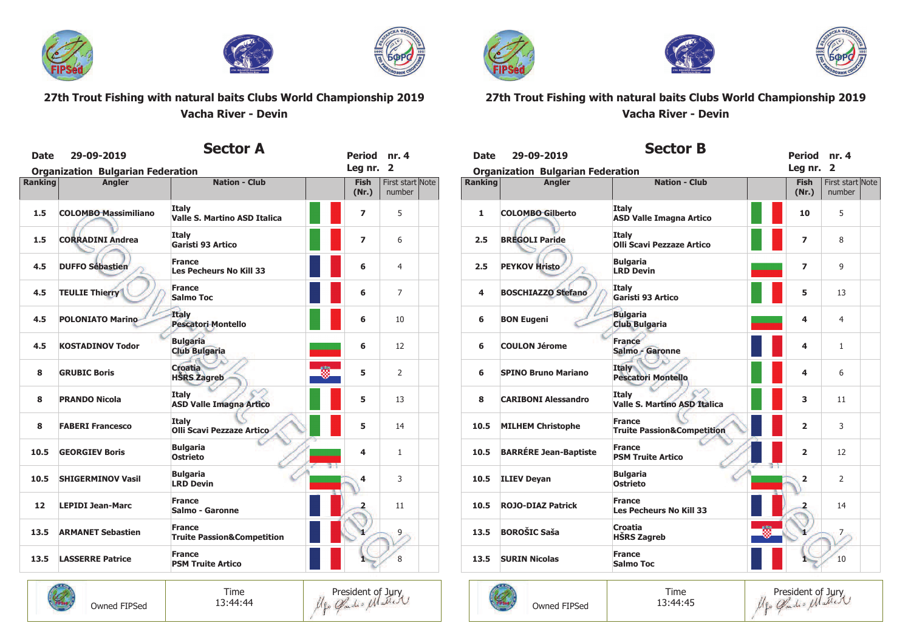## 27th Trout Fishing with natural baits Clubs World Championship 2019
### Vacha River - Devin

**Sector A**

**Date** 29-09-2019 **Period nr. 4**
**Organization** Bulgarian Federation **Leg nr. 2**

| Ranking | Angler | Nation - Club | | Fish (Nr.) | First start number | Note |
|---|---|---|---|---|---|---|
| 1.5 | COLOMBO Massimiliano | Italy Valle S. Martino ASD Italica | | 7 | 5 | |
| 1.5 | CORRADINI Andrea | Italy Garisti 93 Artico | | 7 | 6 | |
| 4.5 | DUFFO Sébastien | France Les Pecheurs No Kill 33 | | 6 | 4 | |
| 4.5 | TEULIE Thierry | France Salmo Toc | | 6 | 7 | |
| 4.5 | POLONIATO Marino | Italy Pescatori Montello | | 6 | 10 | |
| 4.5 | KOSTADINOV Todor | Bulgaria Club Bulgaria | | 6 | 12 | |
| 8 | GRUBIC Boris | Croatia HŠRS Zagreb | | 5 | 2 | |
| 8 | PRANDO Nicola | Italy ASD Valle Imagna Artico | | 5 | 13 | |
| 8 | FABERI Francesco | Italy Olli Scavi Pezzaze Artico | | 5 | 14 | |
| 10.5 | GEORGIEV Boris | Bulgaria Ostrieto | | 4 | 1 | |
| 10.5 | SHIGERMINOV Vasil | Bulgaria LRD Devin | | 4 | 3 | |
| 12 | LEPIDI Jean-Marc | France Salmo - Garonne | | 2 | 11 | |
| 13.5 | ARMANET Sebastien | France Truite Passion&Competition | | 1 | 9 | |
| 13.5 | LASSERRE Patrice | France PSM Truite Artico | | 1 | 8 | |

| Owned FIPSed | Time 13:44:44 | President of Jury |
|---|---|---|

## 27th Trout Fishing with natural baits Clubs World Championship 2019
### Vacha River - Devin

**Sector B**

**Date** 29-09-2019 **Period nr. 4**
**Organization** Bulgarian Federation **Leg nr. 2**

| Ranking | Angler | Nation - Club | | Fish (Nr.) | First start number | Note |
|---|---|---|---|---|---|---|
| 1 | COLOMBO Gilberto | Italy ASD Valle Imagna Artico | | 10 | 5 | |
| 2.5 | BREGOLI Paride | Italy Olli Scavi Pezzaze Artico | | 7 | 8 | |
| 2.5 | PEYKOV Hristo | Bulgaria LRD Devin | | 7 | 9 | |
| 4 | BOSCHIAZZO Stefano | Italy Garisti 93 Artico | | 5 | 13 | |
| 6 | BON Eugeni | Bulgaria Club Bulgaria | | 4 | 4 | |
| 6 | COULON Jérome | France Salmo - Garonne | | 4 | 1 | |
| 6 | SPINO Bruno Mariano | Italy Pescatori Montello | | 4 | 6 | |
| 8 | CARIBONI Alessandro | Italy Valle S. Martino ASD Italica | | 3 | 11 | |
| 10.5 | MILHEM Christophe | France Truite Passion&Competition | | 2 | 3 | |
| 10.5 | BARRÉRE Jean-Baptiste | France PSM Truite Artico | | 2 | 12 | |
| 10.5 | ILIEV Deyan | Bulgaria Ostrieto | | 2 | 2 | |
| 10.5 | ROJO-DIAZ Patrick | France Les Pecheurs No Kill 33 | | 2 | 14 | |
| 13.5 | BOROŠIC Saša | Croatia HŠRS Zagreb | | 1 | 7 | |
| 13.5 | SURIN Nicolas | France Salmo Toc | | 1 | 10 | |

| Owned FIPSed | Time 13:44:45 | President of Jury |
|---|---|---|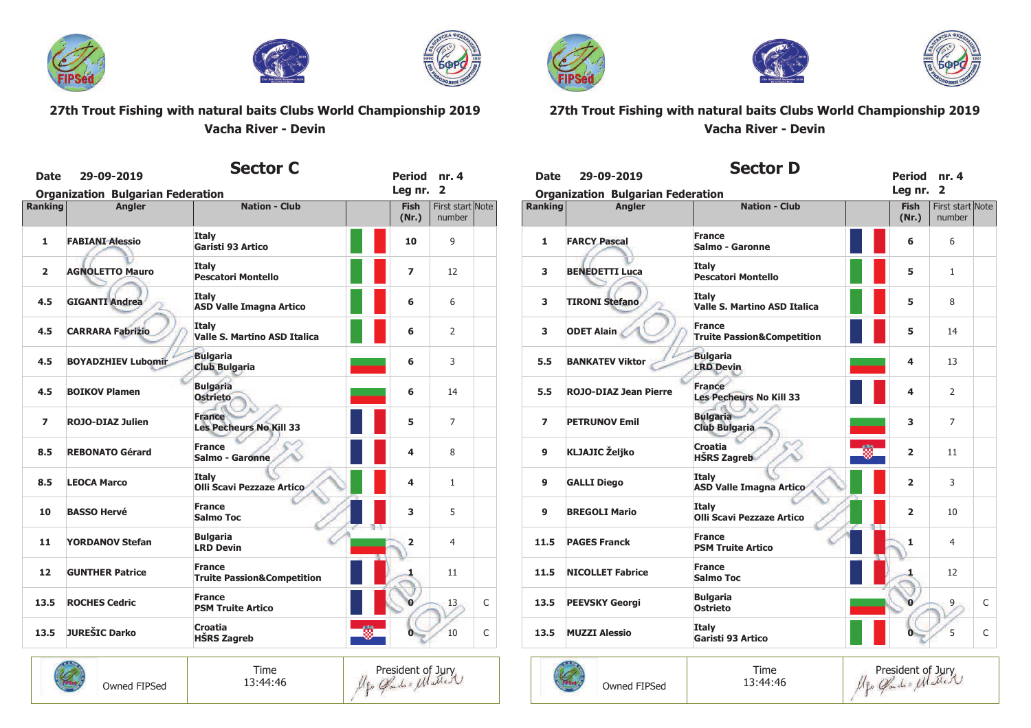## 27th Trout Fishing with natural baits Clubs World Championship 2019
### Vacha River - Devin

**Sector C**

**Date** 29-09-2019 **Period nr. 4**
**Organization** Bulgarian Federation **Leg nr. 2**

| Ranking | Angler | Nation - Club | | Fish (Nr.) | First start number | Note |
|---|---|---|---|---|---|---|
| 1 | FABIANI Alessio | Italy Garisti 93 Artico | | 10 | 9 | |
| 2 | AGNOLETTO Mauro | Italy Pescatori Montello | | 7 | 12 | |
| 4.5 | GIGANTI Andrea | Italy ASD Valle Imagna Artico | | 6 | 6 | |
| 4.5 | CARRARA Fabrizio | Italy Valle S. Martino ASD Italica | | 6 | 2 | |
| 4.5 | BOYADZHIEV Lubomir | Bulgaria Club Bulgaria | | 6 | 3 | |
| 4.5 | BOIKOV Plamen | Bulgaria Ostrieto | | 6 | 14 | |
| 7 | ROJO-DIAZ Julien | France Les Pecheurs No Kill 33 | | 5 | 7 | |
| 8.5 | REBONATO Gérard | France Salmo - Garonne | | 4 | 8 | |
| 8.5 | LEOCA Marco | Italy Olli Scavi Pezzaze Artico | | 4 | 1 | |
| 10 | BASSO Hervé | France Salmo Toc | | 3 | 5 | |
| 11 | YORDANOV Stefan | Bulgaria LRD Devin | | 2 | 4 | |
| 12 | GUNTHER Patrice | France Truite Passion&Competition | | 1 | 11 | |
| 13.5 | ROCHES Cedric | France PSM Truite Artico | | 0 | 13 | C |
| 13.5 | JUREŠIC Darko | Croatia HŠRS Zagreb | | 0 | 10 | C |

Owned FIPSed | Time 13:44:46 | President of Jury

## 27th Trout Fishing with natural baits Clubs World Championship 2019
### Vacha River - Devin

**Sector D**

**Date** 29-09-2019 **Period nr. 4**
**Organization** Bulgarian Federation **Leg nr. 2**

| Ranking | Angler | Nation - Club | | Fish (Nr.) | First start number | Note |
|---|---|---|---|---|---|---|
| 1 | FARCY Pascal | France Salmo - Garonne | | 6 | 6 | |
| 3 | BENEDETTI Luca | Italy Pescatori Montello | | 5 | 1 | |
| 3 | TIRONI Stefano | Italy Valle S. Martino ASD Italica | | 5 | 8 | |
| 3 | ODET Alain | France Truite Passion&Competition | | 5 | 14 | |
| 5.5 | BANKATEV Viktor | Bulgaria LRD Devin | | 4 | 13 | |
| 5.5 | ROJO-DIAZ Jean Pierre | France Les Pecheurs No Kill 33 | | 4 | 2 | |
| 7 | PETRUNOV Emil | Bulgaria Club Bulgaria | | 3 | 7 | |
| 9 | KLJAJIC Željko | Croatia HŠRS Zagreb | | 2 | 11 | |
| 9 | GALLI Diego | Italy ASD Valle Imagna Artico | | 2 | 3 | |
| 9 | BREGOLI Mario | Italy Olli Scavi Pezzaze Artico | | 2 | 10 | |
| 11.5 | PAGES Franck | France PSM Truite Artico | | 1 | 4 | |
| 11.5 | NICOLLET Fabrice | France Salmo Toc | | 1 | 12 | |
| 13.5 | PEEVSKY Georgi | Bulgaria Ostrieto | | 0 | 9 | C |
| 13.5 | MUZZI Alessio | Italy Garisti 93 Artico | | 0 | 5 | C |

Owned FIPSed | Time 13:44:46 | President of Jury